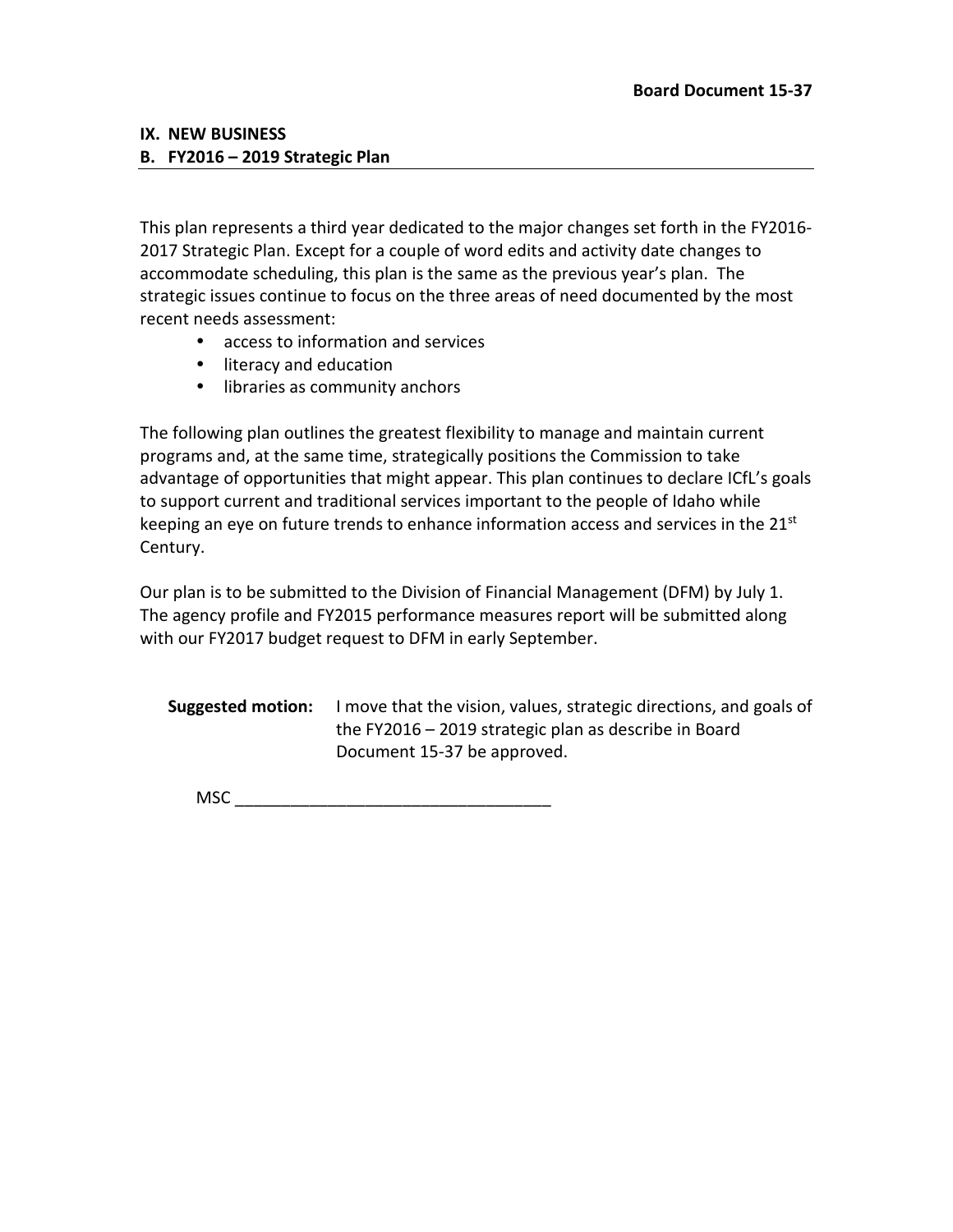**Board Document 15-37**

## IX. NEW BUSINESS
## B. FY2016 – 2019 Strategic Plan

This plan represents a third year dedicated to the major changes set forth in the FY2016-2017 Strategic Plan. Except for a couple of word edits and activity date changes to accommodate scheduling, this plan is the same as the previous year's plan. The strategic issues continue to focus on the three areas of need documented by the most recent needs assessment:

- access to information and services
- literacy and education
- libraries as community anchors

The following plan outlines the greatest flexibility to manage and maintain current programs and, at the same time, strategically positions the Commission to take advantage of opportunities that might appear. This plan continues to declare ICfL's goals to support current and traditional services important to the people of Idaho while keeping an eye on future trends to enhance information access and services in the 21st Century.

Our plan is to be submitted to the Division of Financial Management (DFM) by July 1. The agency profile and FY2015 performance measures report will be submitted along with our FY2017 budget request to DFM in early September.

**Suggested motion:** I move that the vision, values, strategic directions, and goals of the FY2016 – 2019 strategic plan as describe in Board Document 15-37 be approved.

MSC ________________________________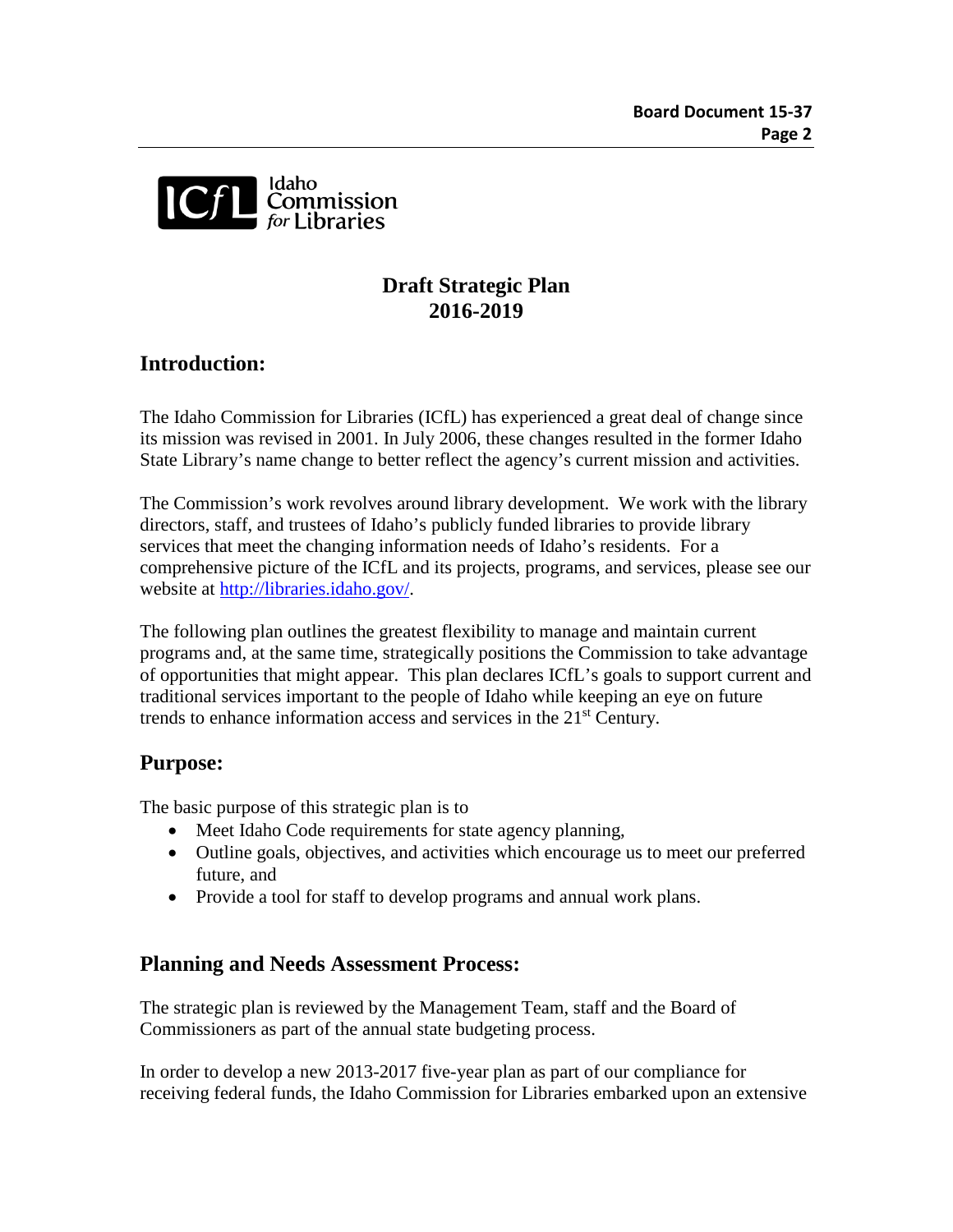# Draft Strategic Plan
# 2016-2019

## Introduction:

The Idaho Commission for Libraries (ICfL) has experienced a great deal of change since its mission was revised in 2001. In July 2006, these changes resulted in the former Idaho State Library's name change to better reflect the agency's current mission and activities.

The Commission's work revolves around library development. We work with the library directors, staff, and trustees of Idaho's publicly funded libraries to provide library services that meet the changing information needs of Idaho's residents. For a comprehensive picture of the ICfL and its projects, programs, and services, please see our website at [http://libraries.idaho.gov/](http://libraries.idaho.gov/).

The following plan outlines the greatest flexibility to manage and maintain current programs and, at the same time, strategically positions the Commission to take advantage of opportunities that might appear. This plan declares ICfL's goals to support current and traditional services important to the people of Idaho while keeping an eye on future trends to enhance information access and services in the 21st Century.

## Purpose:

The basic purpose of this strategic plan is to

- Meet Idaho Code requirements for state agency planning,
- Outline goals, objectives, and activities which encourage us to meet our preferred future, and
- Provide a tool for staff to develop programs and annual work plans.

## Planning and Needs Assessment Process:

The strategic plan is reviewed by the Management Team, staff and the Board of Commissioners as part of the annual state budgeting process.

In order to develop a new 2013-2017 five-year plan as part of our compliance for receiving federal funds, the Idaho Commission for Libraries embarked upon an extensive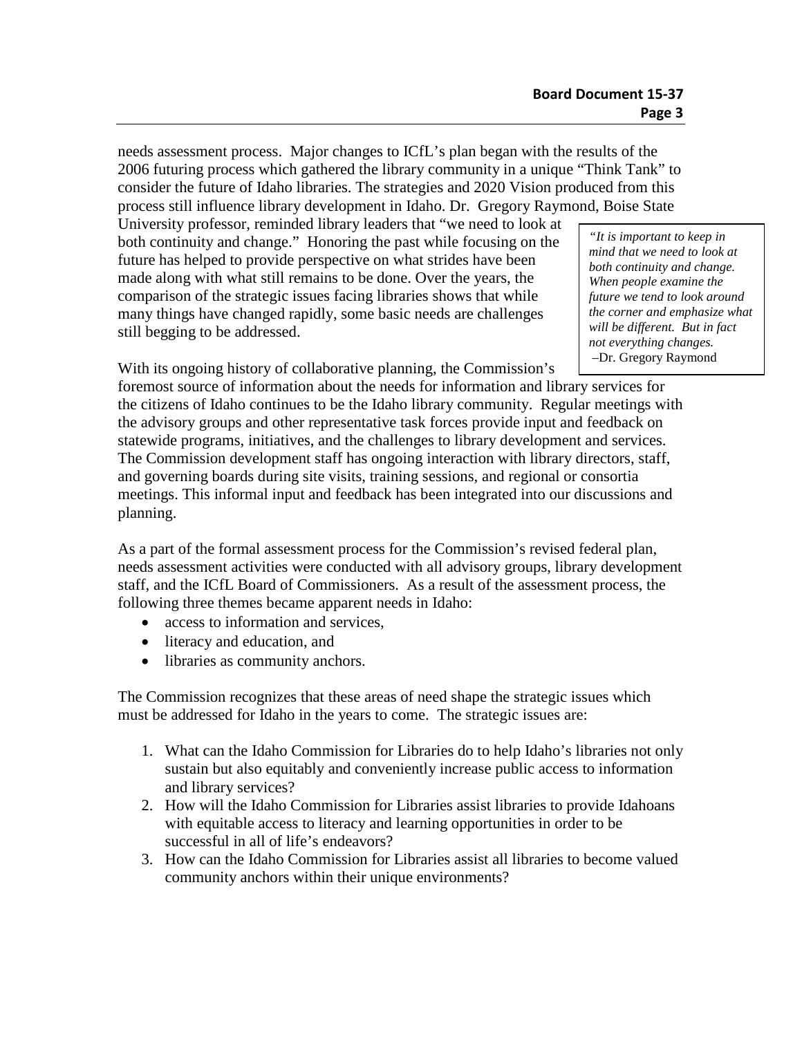needs assessment process. Major changes to ICfL's plan began with the results of the 2006 futuring process which gathered the library community in a unique "Think Tank" to consider the future of Idaho libraries. The strategies and 2020 Vision produced from this process still influence library development in Idaho. Dr. Gregory Raymond, Boise State University professor, reminded library leaders that "we need to look at both continuity and change." Honoring the past while focusing on the future has helped to provide perspective on what strides have been made along with what still remains to be done. Over the years, the comparison of the strategic issues facing libraries shows that while many things have changed rapidly, some basic needs are challenges still begging to be addressed.

> *"It is important to keep in mind that we need to look at both continuity and change. When people examine the future we tend to look around the corner and emphasize what will be different. But in fact not everything changes.*
> –Dr. Gregory Raymond

With its ongoing history of collaborative planning, the Commission's foremost source of information about the needs for information and library services for the citizens of Idaho continues to be the Idaho library community. Regular meetings with the advisory groups and other representative task forces provide input and feedback on statewide programs, initiatives, and the challenges to library development and services. The Commission development staff has ongoing interaction with library directors, staff, and governing boards during site visits, training sessions, and regional or consortia meetings. This informal input and feedback has been integrated into our discussions and planning.

As a part of the formal assessment process for the Commission's revised federal plan, needs assessment activities were conducted with all advisory groups, library development staff, and the ICfL Board of Commissioners. As a result of the assessment process, the following three themes became apparent needs in Idaho:

- access to information and services,
- literacy and education, and
- libraries as community anchors.

The Commission recognizes that these areas of need shape the strategic issues which must be addressed for Idaho in the years to come. The strategic issues are:

1. What can the Idaho Commission for Libraries do to help Idaho's libraries not only sustain but also equitably and conveniently increase public access to information and library services?
2. How will the Idaho Commission for Libraries assist libraries to provide Idahoans with equitable access to literacy and learning opportunities in order to be successful in all of life's endeavors?
3. How can the Idaho Commission for Libraries assist all libraries to become valued community anchors within their unique environments?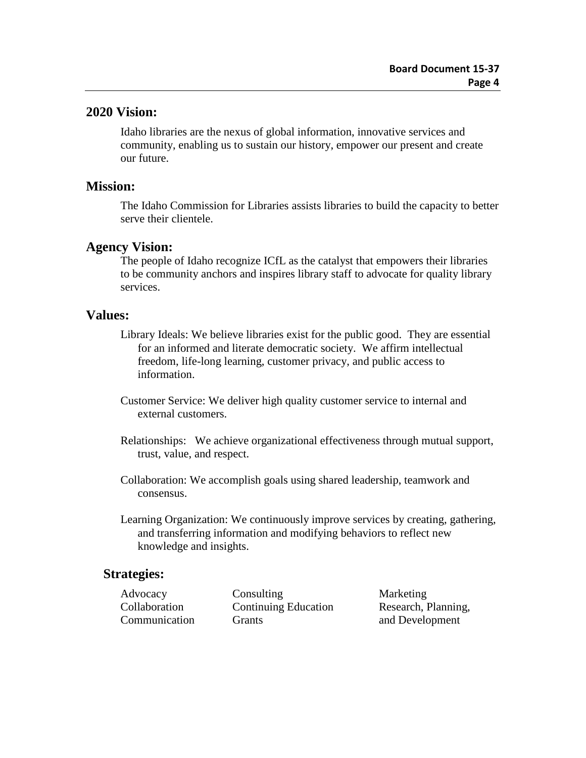## 2020 Vision:

Idaho libraries are the nexus of global information, innovative services and community, enabling us to sustain our history, empower our present and create our future.

## Mission:

The Idaho Commission for Libraries assists libraries to build the capacity to better serve their clientele.

## Agency Vision:

The people of Idaho recognize ICfL as the catalyst that empowers their libraries to be community anchors and inspires library staff to advocate for quality library services.

## Values:

Library Ideals: We believe libraries exist for the public good. They are essential for an informed and literate democratic society. We affirm intellectual freedom, life-long learning, customer privacy, and public access to information.

Customer Service: We deliver high quality customer service to internal and external customers.

Relationships: We achieve organizational effectiveness through mutual support, trust, value, and respect.

Collaboration: We accomplish goals using shared leadership, teamwork and consensus.

Learning Organization: We continuously improve services by creating, gathering, and transferring information and modifying behaviors to reflect new knowledge and insights.

## Strategies:

- Advocacy
- Collaboration
- Communication
- Consulting
- Continuing Education
- Grants
- Marketing
- Research, Planning, and Development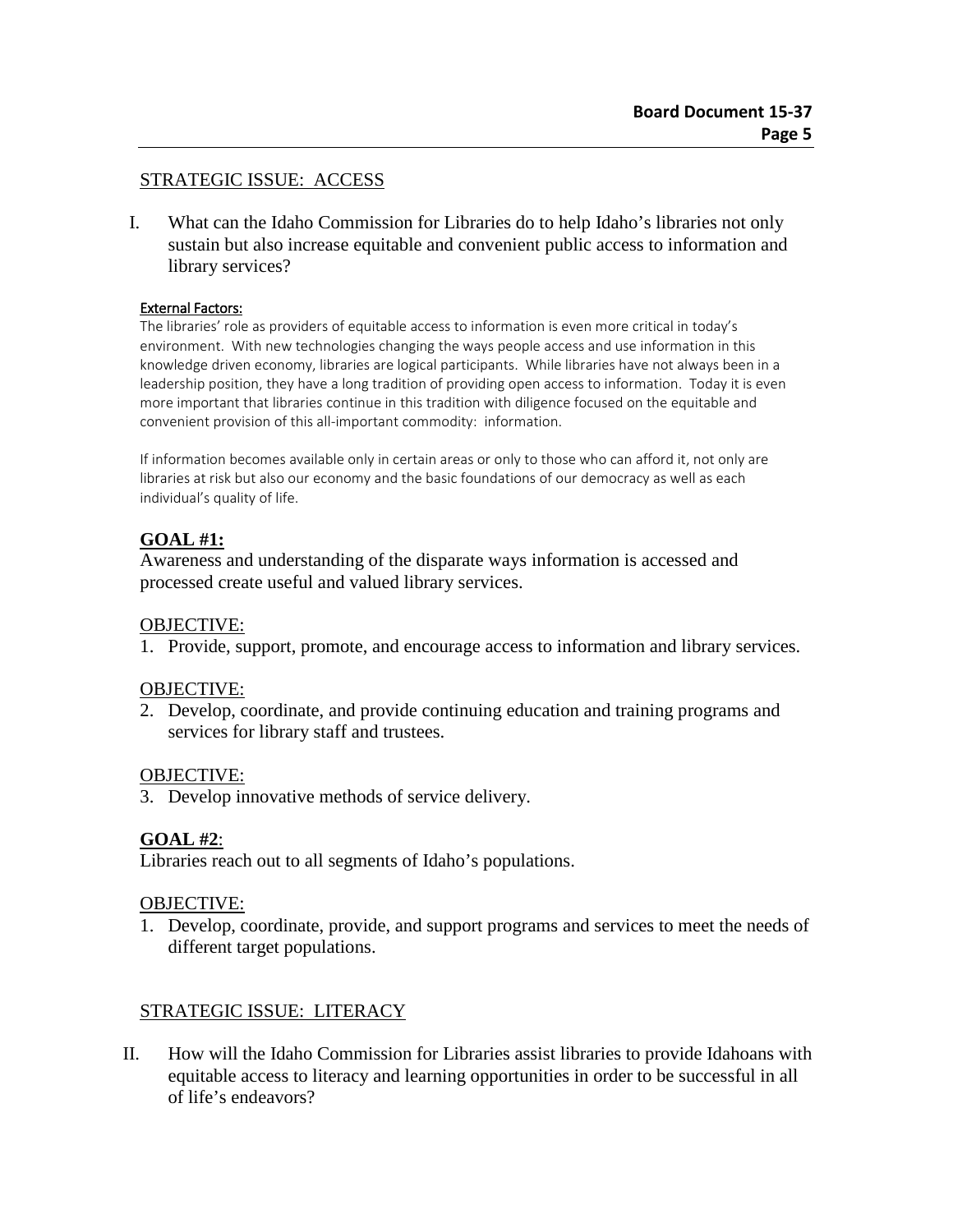## STRATEGIC ISSUE: ACCESS

I. What can the Idaho Commission for Libraries do to help Idaho's libraries not only sustain but also increase equitable and convenient public access to information and library services?

External Factors:

The libraries' role as providers of equitable access to information is even more critical in today's environment. With new technologies changing the ways people access and use information in this knowledge driven economy, libraries are logical participants. While libraries have not always been in a leadership position, they have a long tradition of providing open access to information. Today it is even more important that libraries continue in this tradition with diligence focused on the equitable and convenient provision of this all-important commodity: information.

If information becomes available only in certain areas or only to those who can afford it, not only are libraries at risk but also our economy and the basic foundations of our democracy as well as each individual's quality of life.

**GOAL #1:**

Awareness and understanding of the disparate ways information is accessed and processed create useful and valued library services.

OBJECTIVE:

1. Provide, support, promote, and encourage access to information and library services.

OBJECTIVE:

2. Develop, coordinate, and provide continuing education and training programs and services for library staff and trustees.

OBJECTIVE:

3. Develop innovative methods of service delivery.

**GOAL #2**:

Libraries reach out to all segments of Idaho's populations.

OBJECTIVE:

1. Develop, coordinate, provide, and support programs and services to meet the needs of different target populations.

## STRATEGIC ISSUE: LITERACY

II. How will the Idaho Commission for Libraries assist libraries to provide Idahoans with equitable access to literacy and learning opportunities in order to be successful in all of life's endeavors?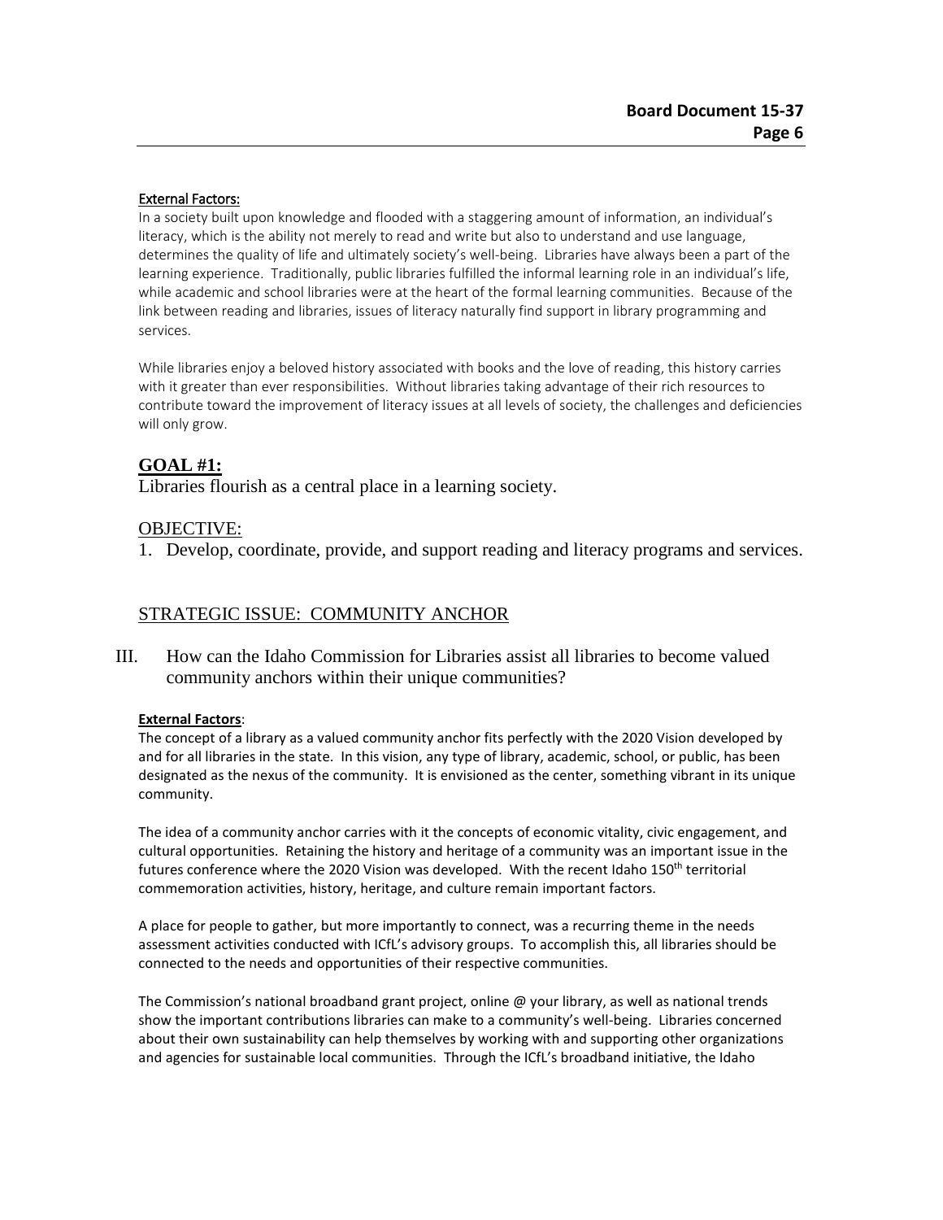<u>External Factors:</u>

In a society built upon knowledge and flooded with a staggering amount of information, an individual's literacy, which is the ability not merely to read and write but also to understand and use language, determines the quality of life and ultimately society's well-being. Libraries have always been a part of the learning experience. Traditionally, public libraries fulfilled the informal learning role in an individual's life, while academic and school libraries were at the heart of the formal learning communities. Because of the link between reading and libraries, issues of literacy naturally find support in library programming and services.

While libraries enjoy a beloved history associated with books and the love of reading, this history carries with it greater than ever responsibilities. Without libraries taking advantage of their rich resources to contribute toward the improvement of literacy issues at all levels of society, the challenges and deficiencies will only grow.

## GOAL #1:

Libraries flourish as a central place in a learning society.

### OBJECTIVE:

1. Develop, coordinate, provide, and support reading and literacy programs and services.

## STRATEGIC ISSUE: COMMUNITY ANCHOR

III. How can the Idaho Commission for Libraries assist all libraries to become valued community anchors within their unique communities?

**External Factors**:

The concept of a library as a valued community anchor fits perfectly with the 2020 Vision developed by and for all libraries in the state. In this vision, any type of library, academic, school, or public, has been designated as the nexus of the community. It is envisioned as the center, something vibrant in its unique community.

The idea of a community anchor carries with it the concepts of economic vitality, civic engagement, and cultural opportunities. Retaining the history and heritage of a community was an important issue in the futures conference where the 2020 Vision was developed. With the recent Idaho 150th territorial commemoration activities, history, heritage, and culture remain important factors.

A place for people to gather, but more importantly to connect, was a recurring theme in the needs assessment activities conducted with ICfL's advisory groups. To accomplish this, all libraries should be connected to the needs and opportunities of their respective communities.

The Commission's national broadband grant project, online @ your library, as well as national trends show the important contributions libraries can make to a community's well-being. Libraries concerned about their own sustainability can help themselves by working with and supporting other organizations and agencies for sustainable local communities. Through the ICfL's broadband initiative, the Idaho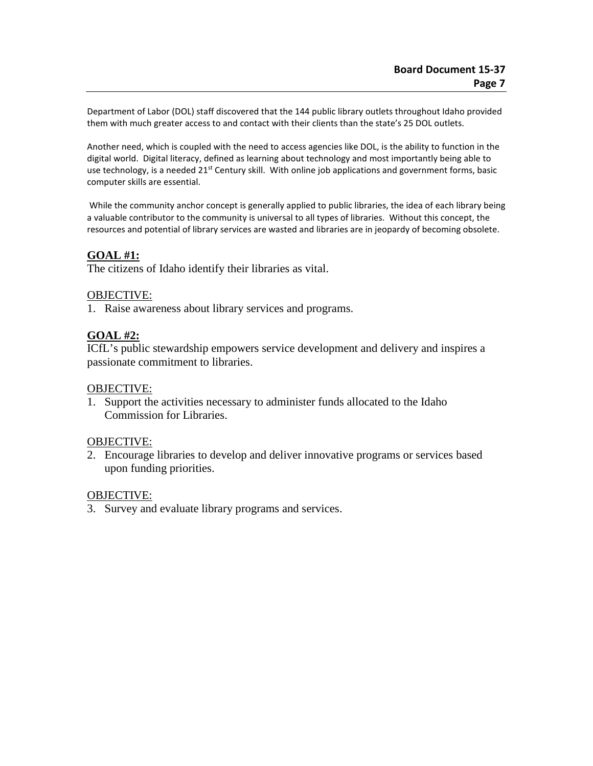Department of Labor (DOL) staff discovered that the 144 public library outlets throughout Idaho provided them with much greater access to and contact with their clients than the state's 25 DOL outlets.

Another need, which is coupled with the need to access agencies like DOL, is the ability to function in the digital world. Digital literacy, defined as learning about technology and most importantly being able to use technology, is a needed 21st Century skill. With online job applications and government forms, basic computer skills are essential.

While the community anchor concept is generally applied to public libraries, the idea of each library being a valuable contributor to the community is universal to all types of libraries. Without this concept, the resources and potential of library services are wasted and libraries are in jeopardy of becoming obsolete.

## GOAL #1:

The citizens of Idaho identify their libraries as vital.

OBJECTIVE:

1. Raise awareness about library services and programs.

## GOAL #2:

ICfL's public stewardship empowers service development and delivery and inspires a passionate commitment to libraries.

OBJECTIVE:

1. Support the activities necessary to administer funds allocated to the Idaho Commission for Libraries.

OBJECTIVE:

2. Encourage libraries to develop and deliver innovative programs or services based upon funding priorities.

OBJECTIVE:

3. Survey and evaluate library programs and services.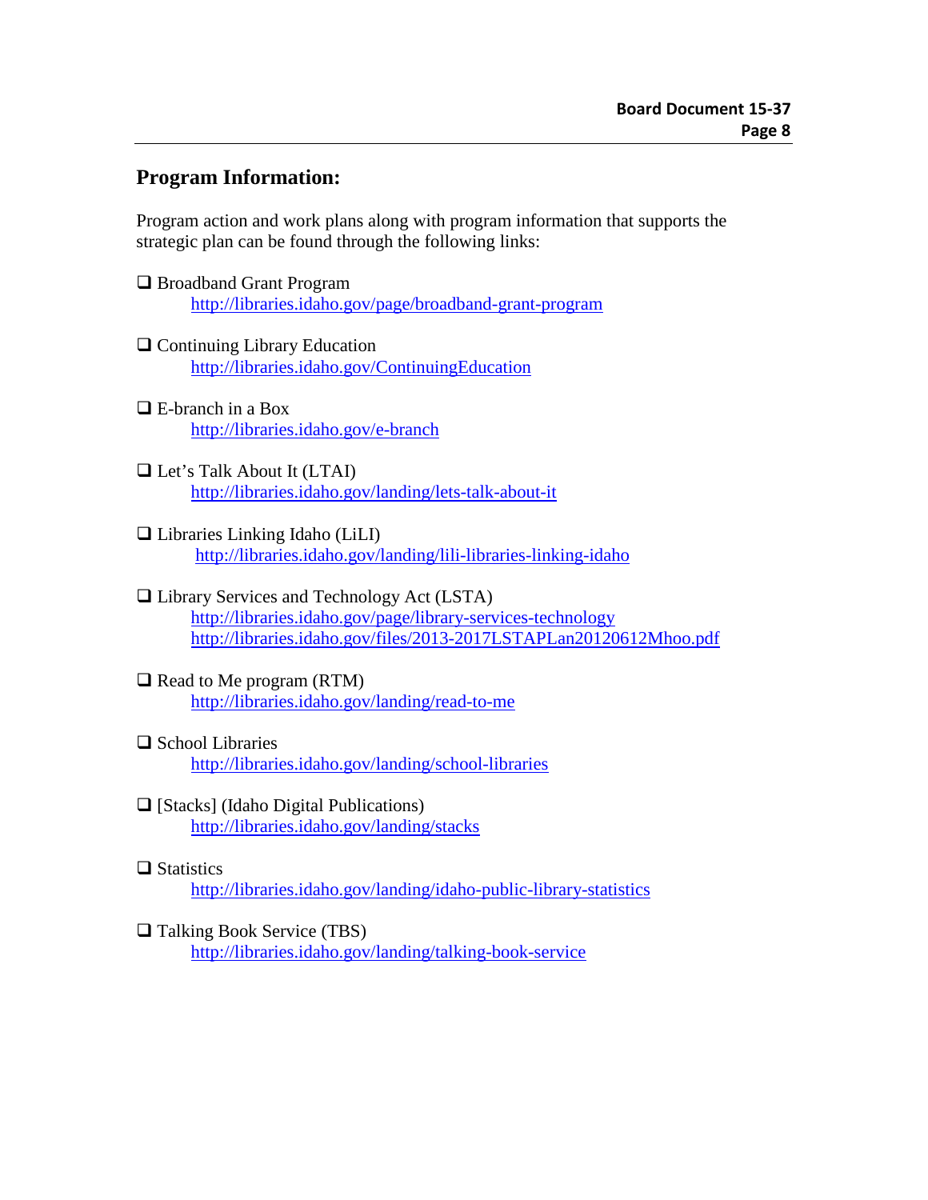## Program Information:

Program action and work plans along with program information that supports the strategic plan can be found through the following links:

- ❑ Broadband Grant Program
  http://libraries.idaho.gov/page/broadband-grant-program

- ❑ Continuing Library Education
  http://libraries.idaho.gov/ContinuingEducation

- ❑ E-branch in a Box
  http://libraries.idaho.gov/e-branch

- ❑ Let's Talk About It (LTAI)
  http://libraries.idaho.gov/landing/lets-talk-about-it

- ❑ Libraries Linking Idaho (LiLI)
  http://libraries.idaho.gov/landing/lili-libraries-linking-idaho

- ❑ Library Services and Technology Act (LSTA)
  http://libraries.idaho.gov/page/library-services-technology
  http://libraries.idaho.gov/files/2013-2017LSTAPLan20120612Mhoo.pdf

- ❑ Read to Me program (RTM)
  http://libraries.idaho.gov/landing/read-to-me

- ❑ School Libraries
  http://libraries.idaho.gov/landing/school-libraries

- ❑ [Stacks] (Idaho Digital Publications)
  http://libraries.idaho.gov/landing/stacks

- ❑ Statistics
  http://libraries.idaho.gov/landing/idaho-public-library-statistics

- ❑ Talking Book Service (TBS)
  http://libraries.idaho.gov/landing/talking-book-service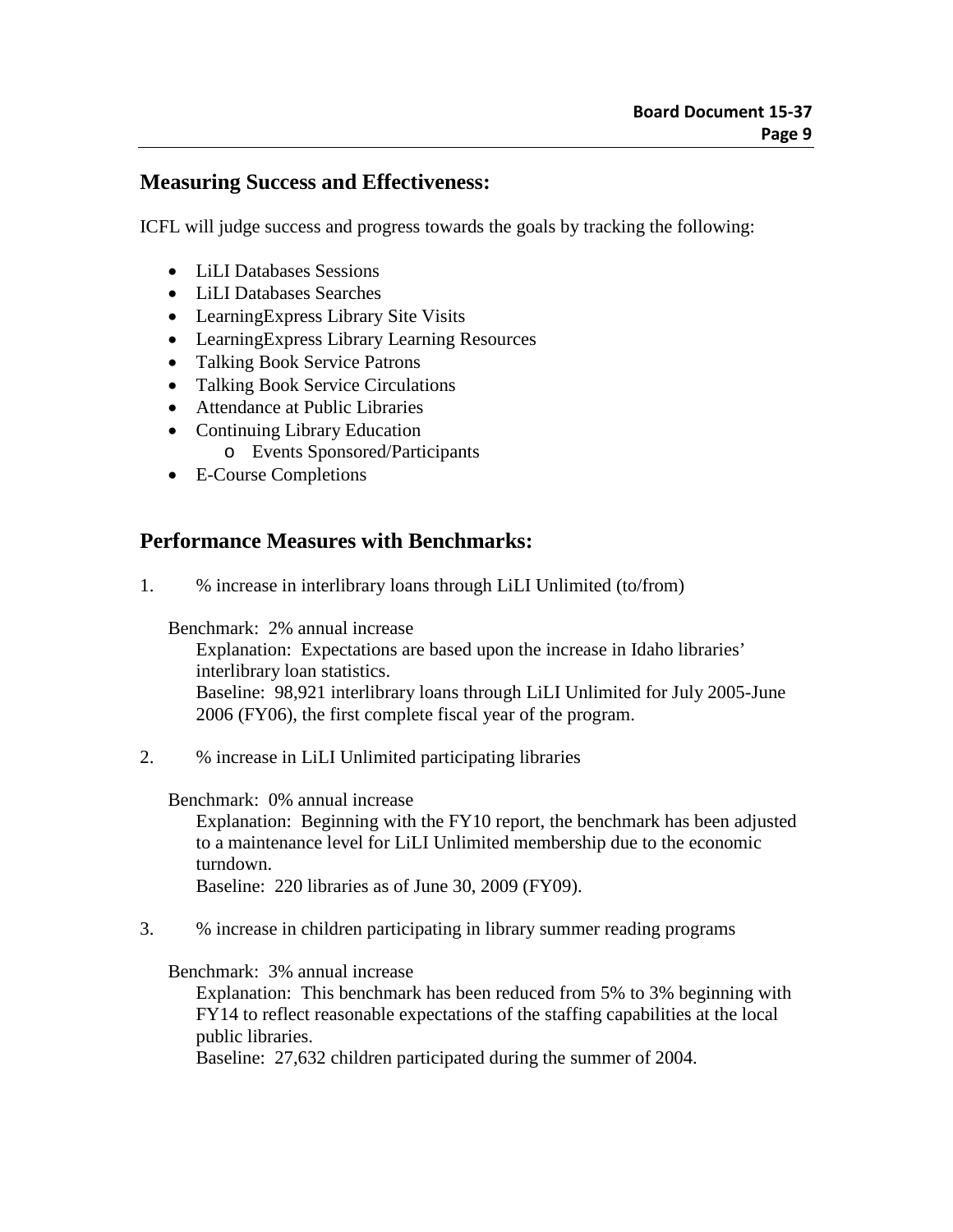## Measuring Success and Effectiveness:

ICFL will judge success and progress towards the goals by tracking the following:

- LiLI Databases Sessions
- LiLI Databases Searches
- LearningExpress Library Site Visits
- LearningExpress Library Learning Resources
- Talking Book Service Patrons
- Talking Book Service Circulations
- Attendance at Public Libraries
- Continuing Library Education
    - Events Sponsored/Participants
- E-Course Completions

## Performance Measures with Benchmarks:

1. % increase in interlibrary loans through LiLI Unlimited (to/from)

   Benchmark: 2% annual increase
   Explanation: Expectations are based upon the increase in Idaho libraries' interlibrary loan statistics.
   Baseline: 98,921 interlibrary loans through LiLI Unlimited for July 2005-June 2006 (FY06), the first complete fiscal year of the program.

2. % increase in LiLI Unlimited participating libraries

   Benchmark: 0% annual increase
   Explanation: Beginning with the FY10 report, the benchmark has been adjusted to a maintenance level for LiLI Unlimited membership due to the economic turndown.
   Baseline: 220 libraries as of June 30, 2009 (FY09).

3. % increase in children participating in library summer reading programs

   Benchmark: 3% annual increase
   Explanation: This benchmark has been reduced from 5% to 3% beginning with FY14 to reflect reasonable expectations of the staffing capabilities at the local public libraries.
   Baseline: 27,632 children participated during the summer of 2004.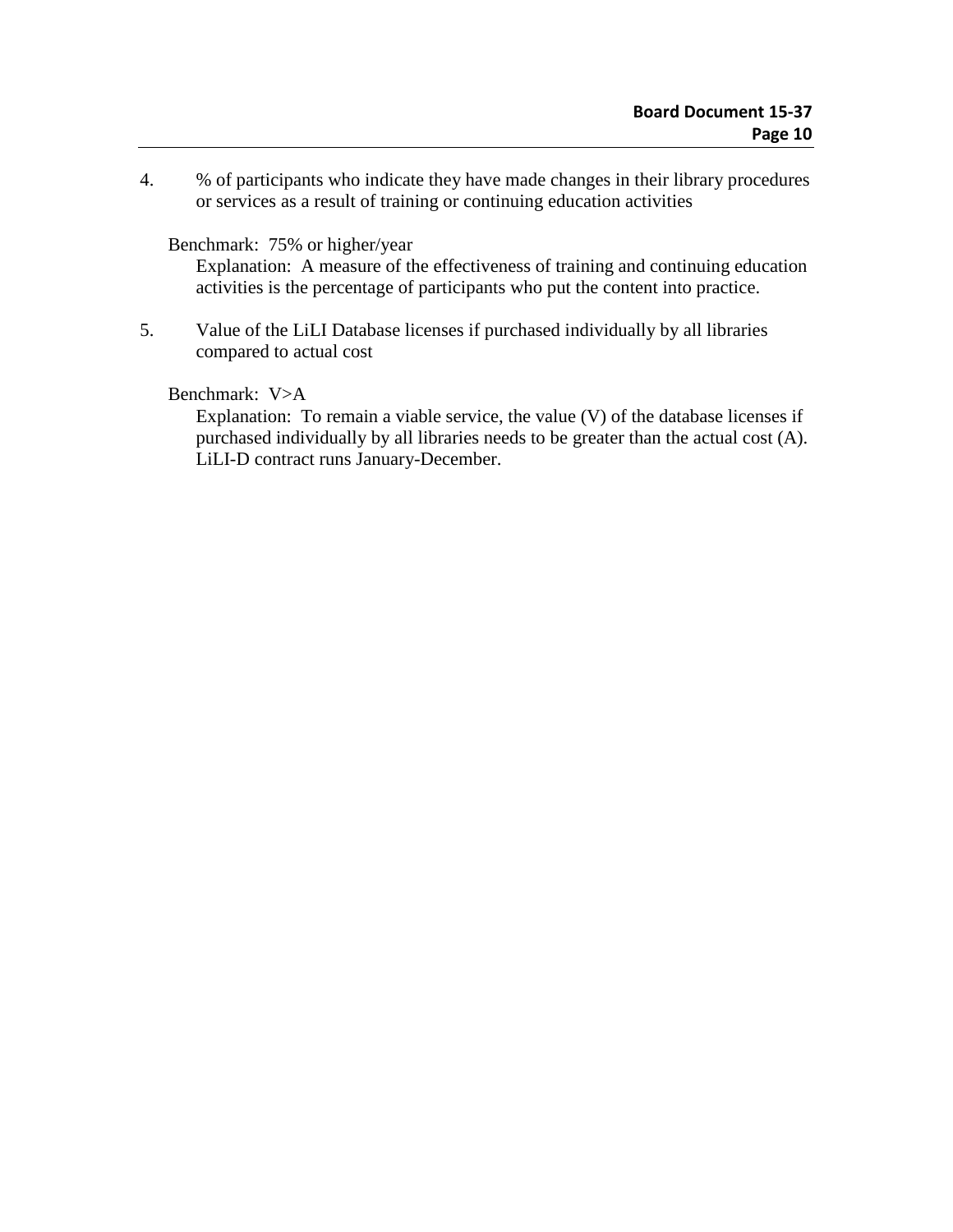4. % of participants who indicate they have made changes in their library procedures or services as a result of training or continuing education activities

   Benchmark: 75% or higher/year

   Explanation: A measure of the effectiveness of training and continuing education activities is the percentage of participants who put the content into practice.

5. Value of the LiLI Database licenses if purchased individually by all libraries compared to actual cost

   Benchmark: V>A

   Explanation: To remain a viable service, the value (V) of the database licenses if purchased individually by all libraries needs to be greater than the actual cost (A). LiLI-D contract runs January-December.